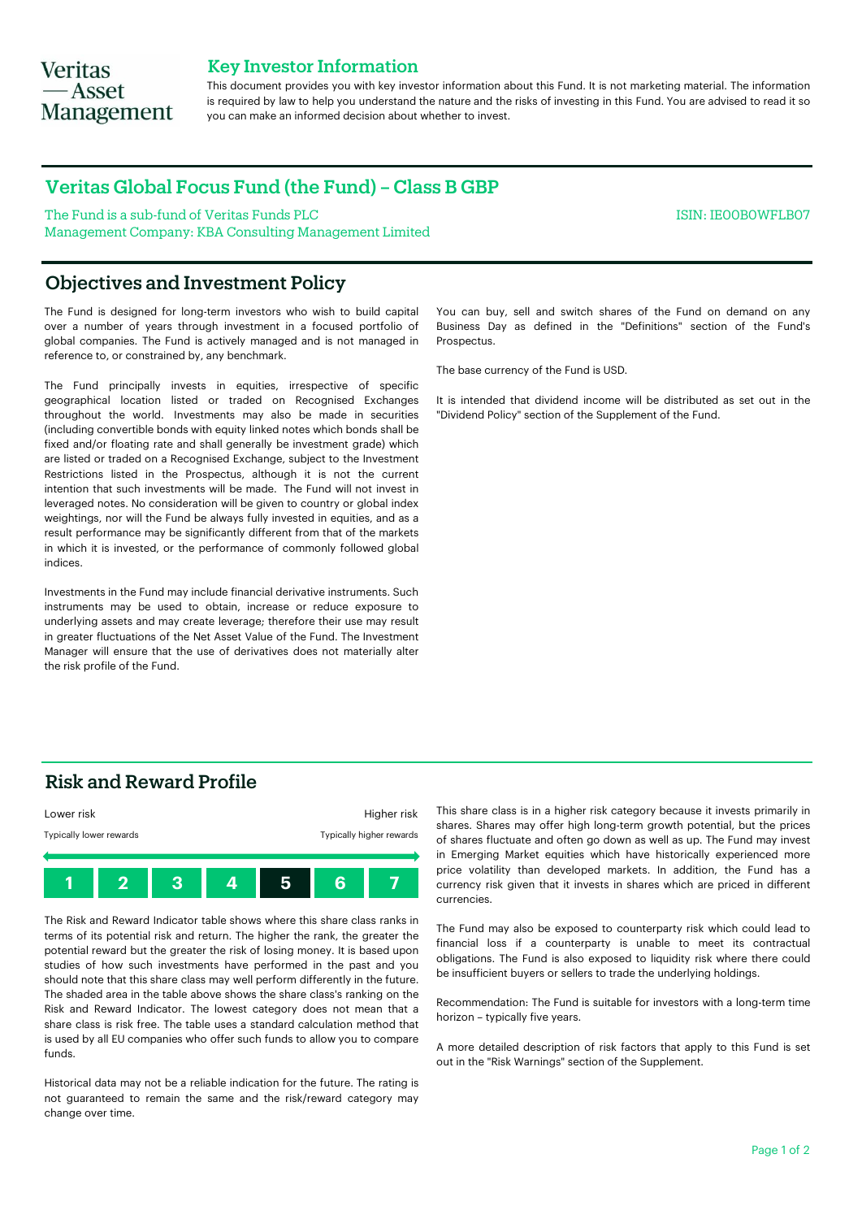Veritas
— Asset
Management

## Key Investor Information

This document provides you with key investor information about this Fund. It is not marketing material. The information is required by law to help you understand the nature and the risks of investing in this Fund. You are advised to read it so you can make an informed decision about whether to invest.

# Veritas Global Focus Fund (the Fund) – Class B GBP

The Fund is a sub-fund of Veritas Funds PLC
Management Company: KBA Consulting Management Limited

ISIN: IE00B0WFLB07

## Objectives and Investment Policy

The Fund is designed for long-term investors who wish to build capital over a number of years through investment in a focused portfolio of global companies. The Fund is actively managed and is not managed in reference to, or constrained by, any benchmark.

The Fund principally invests in equities, irrespective of specific geographical location listed or traded on Recognised Exchanges throughout the world. Investments may also be made in securities (including convertible bonds with equity linked notes which bonds shall be fixed and/or floating rate and shall generally be investment grade) which are listed or traded on a Recognised Exchange, subject to the Investment Restrictions listed in the Prospectus, although it is not the current intention that such investments will be made. The Fund will not invest in leveraged notes. No consideration will be given to country or global index weightings, nor will the Fund be always fully invested in equities, and as a result performance may be significantly different from that of the markets in which it is invested, or the performance of commonly followed global indices.

Investments in the Fund may include financial derivative instruments. Such instruments may be used to obtain, increase or reduce exposure to underlying assets and may create leverage; therefore their use may result in greater fluctuations of the Net Asset Value of the Fund. The Investment Manager will ensure that the use of derivatives does not materially alter the risk profile of the Fund.

You can buy, sell and switch shares of the Fund on demand on any Business Day as defined in the "Definitions" section of the Fund's Prospectus.

The base currency of the Fund is USD.

It is intended that dividend income will be distributed as set out in the "Dividend Policy" section of the Supplement of the Fund.

## Risk and Reward Profile

| Lower risk | | | | | | Higher risk |
|---|---|---|---|---|---|---|
| Typically lower rewards | | | | | | Typically higher rewards |
| 1 | 2 | 3 | 4 | **5** | 6 | 7 |

The Risk and Reward Indicator table shows where this share class ranks in terms of its potential risk and return. The higher the rank, the greater the potential reward but the greater the risk of losing money. It is based upon studies of how such investments have performed in the past and you should note that this share class may well perform differently in the future. The shaded area in the table above shows the share class's ranking on the Risk and Reward Indicator. The lowest category does not mean that a share class is risk free. The table uses a standard calculation method that is used by all EU companies who offer such funds to allow you to compare funds.

Historical data may not be a reliable indication for the future. The rating is not guaranteed to remain the same and the risk/reward category may change over time.

This share class is in a higher risk category because it invests primarily in shares. Shares may offer high long-term growth potential, but the prices of shares fluctuate and often go down as well as up. The Fund may invest in Emerging Market equities which have historically experienced more price volatility than developed markets. In addition, the Fund has a currency risk given that it invests in shares which are priced in different currencies.

The Fund may also be exposed to counterparty risk which could lead to financial loss if a counterparty is unable to meet its contractual obligations. The Fund is also exposed to liquidity risk where there could be insufficient buyers or sellers to trade the underlying holdings.

Recommendation: The Fund is suitable for investors with a long-term time horizon – typically five years.

A more detailed description of risk factors that apply to this Fund is set out in the "Risk Warnings" section of the Supplement.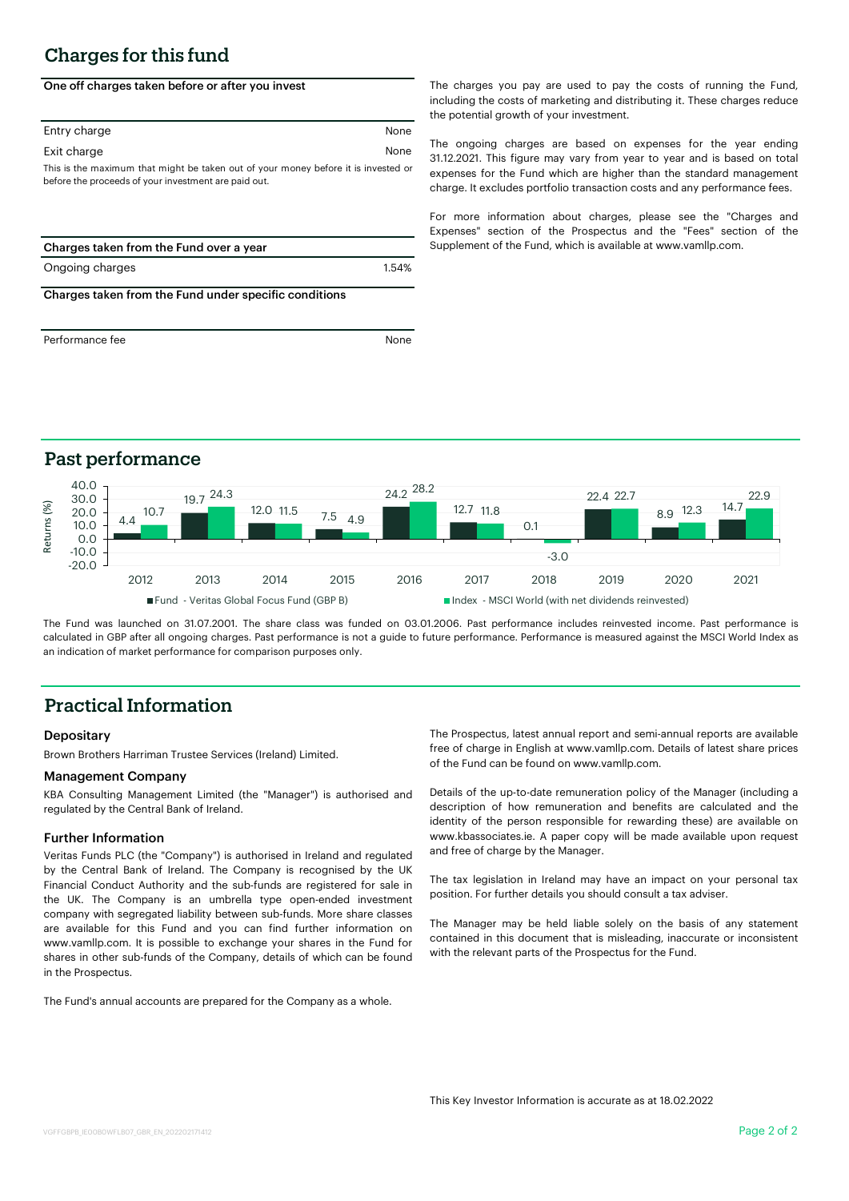## Charges for this fund

| One off charges taken before or after you invest | |
|---|---|
| Entry charge | None |
| Exit charge | None |

This is the maximum that might be taken out of your money before it is invested or before the proceeds of your investment are paid out.

| Charges taken from the Fund over a year | |
|---|---|
| Ongoing charges | 1.54% |

| Charges taken from the Fund under specific conditions | |
|---|---|
| Performance fee | None |

The charges you pay are used to pay the costs of running the Fund, including the costs of marketing and distributing it. These charges reduce the potential growth of your investment.

The ongoing charges are based on expenses for the year ending 31.12.2021. This figure may vary from year to year and is based on total expenses for the Fund which are higher than the standard management charge. It excludes portfolio transaction costs and any performance fees.

For more information about charges, please see the "Charges and Expenses" section of the Prospectus and the "Fees" section of the Supplement of the Fund, which is available at www.vamllp.com.

## Past performance

Returns (%)

40.0
30.0
20.0
10.0
0.0
-10.0
-20.0

2012: 4.4, 10.7
2013: 19.7, 24.3
2014: 12.0, 11.5
2015: 7.5, 4.9
2016: 24.2, 28.2
2017: 12.7, 11.8
2018: 0.1, -3.0
2019: 22.4, 22.7
2020: 8.9, 12.3
2021: 14.7, 22.9

Fund - Veritas Global Focus Fund (GBP B)
Index - MSCI World (with net dividends reinvested)

The Fund was launched on 31.07.2001. The share class was funded on 03.01.2006. Past performance includes reinvested income. Past performance is calculated in GBP after all ongoing charges. Past performance is not a guide to future performance. Performance is measured against the MSCI World Index as an indication of market performance for comparison purposes only.

## Practical Information

### Depositary

Brown Brothers Harriman Trustee Services (Ireland) Limited.

### Management Company

KBA Consulting Management Limited (the "Manager") is authorised and regulated by the Central Bank of Ireland.

### Further Information

Veritas Funds PLC (the "Company") is authorised in Ireland and regulated by the Central Bank of Ireland. The Company is recognised by the UK Financial Conduct Authority and the sub-funds are registered for sale in the UK. The Company is an umbrella type open-ended investment company with segregated liability between sub-funds. More share classes are available for this Fund and you can find further information on www.vamllp.com. It is possible to exchange your shares in the Fund for shares in other sub-funds of the Company, details of which can be found in the Prospectus.

The Fund's annual accounts are prepared for the Company as a whole.

The Prospectus, latest annual report and semi-annual reports are available free of charge in English at www.vamllp.com. Details of latest share prices of the Fund can be found on www.vamllp.com.

Details of the up-to-date remuneration policy of the Manager (including a description of how remuneration and benefits are calculated and the identity of the person responsible for rewarding these) are available on www.kbassociates.ie. A paper copy will be made available upon request and free of charge by the Manager.

The tax legislation in Ireland may have an impact on your personal tax position. For further details you should consult a tax adviser.

The Manager may be held liable solely on the basis of any statement contained in this document that is misleading, inaccurate or inconsistent with the relevant parts of the Prospectus for the Fund.

This Key Investor Information is accurate as at 18.02.2022